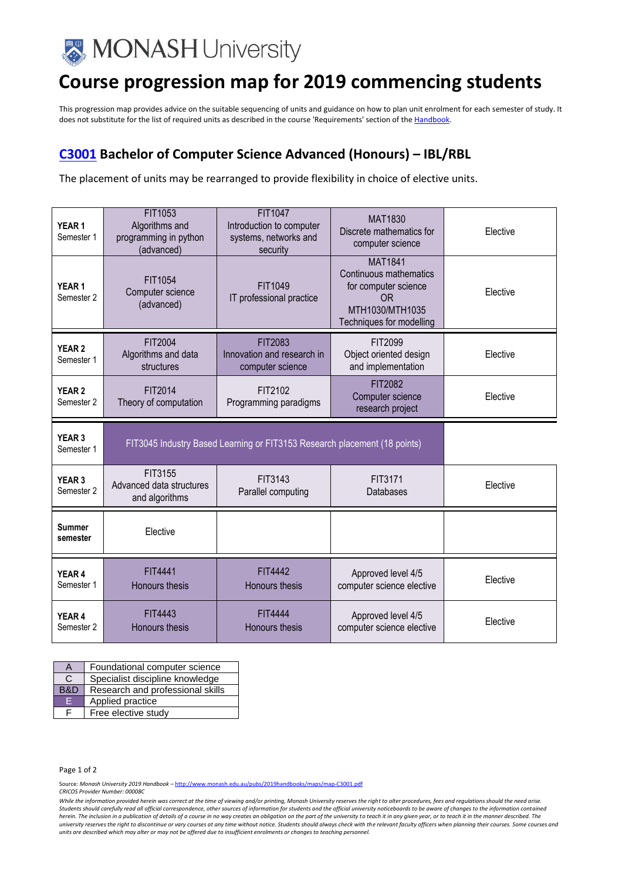MONASH University

# Course progression map for 2019 commencing students

This progression map provides advice on the suitable sequencing of units and guidance on how to plan unit enrolment for each semester of study. It does not substitute for the list of required units as described in the course 'Requirements' section of the Handbook.

## C3001 Bachelor of Computer Science Advanced (Honours) – IBL/RBL

The placement of units may be rearranged to provide flexibility in choice of elective units.

| | | | | |
|---|---|---|---|---|
| **YEAR 1** Semester 1 | FIT1053 Algorithms and programming in python (advanced) | FIT1047 Introduction to computer systems, networks and security | MAT1830 Discrete mathematics for computer science | Elective |
| **YEAR 1** Semester 2 | FIT1054 Computer science (advanced) | FIT1049 IT professional practice | MAT1841 Continuous mathematics for computer science OR MTH1030/MTH1035 Techniques for modelling | Elective |
| **YEAR 2** Semester 1 | FIT2004 Algorithms and data structures | FIT2083 Innovation and research in computer science | FIT2099 Object oriented design and implementation | Elective |
| **YEAR 2** Semester 2 | FIT2014 Theory of computation | FIT2102 Programming paradigms | FIT2082 Computer science research project | Elective |
| **YEAR 3** Semester 1 | FIT3045 Industry Based Learning or FIT3153 Research placement (18 points) | | | |
| **YEAR 3** Semester 2 | FIT3155 Advanced data structures and algorithms | FIT3143 Parallel computing | FIT3171 Databases | Elective |
| **Summer semester** | Elective | | | |
| **YEAR 4** Semester 1 | FIT4441 Honours thesis | FIT4442 Honours thesis | Approved level 4/5 computer science elective | Elective |
| **YEAR 4** Semester 2 | FIT4443 Honours thesis | FIT4444 Honours thesis | Approved level 4/5 computer science elective | Elective |

| | |
|---|---|
| A | Foundational computer science |
| C | Specialist discipline knowledge |
| B&D | Research and professional skills |
| E | Applied practice |
| F | Free elective study |

Source: *Monash University 2019 Handbook* – http://www.monash.edu.au/pubs/2019handbooks/maps/map-C3001.pdf
*CRICOS Provider Number: 00008C*

*While the information provided herein was correct at the time of viewing and/or printing, Monash University reserves the right to alter procedures, fees and regulations should the need arise. Students should carefully read all official correspondence, other sources of information for students and the official university noticeboards to be aware of changes to the information contained herein. The inclusion in a publication of details of a course in no way creates an obligation on the part of the university to teach it in any given year, or to teach it in the manner described. The university reserves the right to discontinue or vary courses at any time without notice. Students should always check with the relevant faculty officers when planning their courses. Some courses and units are described which may alter or may not be offered due to insufficient enrolments or changes to teaching personnel.*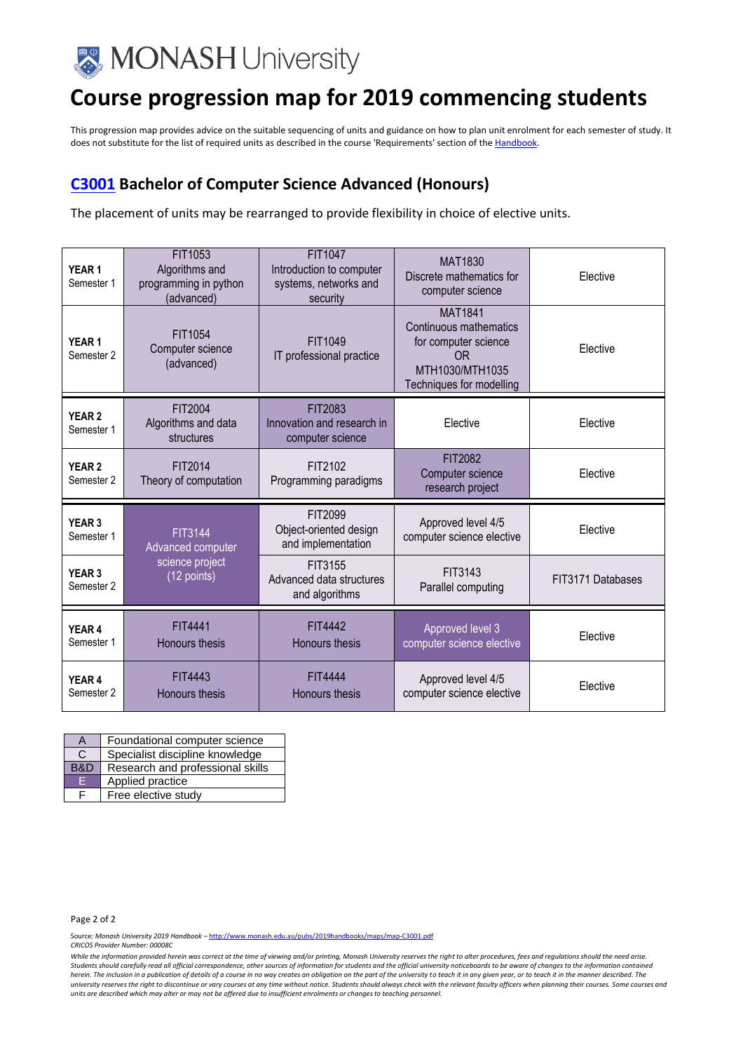# Course progression map for 2019 commencing students

This progression map provides advice on the suitable sequencing of units and guidance on how to plan unit enrolment for each semester of study. It does not substitute for the list of required units as described in the course 'Requirements' section of the [Handbook](#).

## [C3001](#) Bachelor of Computer Science Advanced (Honours)

The placement of units may be rearranged to provide flexibility in choice of elective units.

| | | | | |
|---|---|---|---|---|
| **YEAR 1** Semester 1 | FIT1053 Algorithms and programming in python (advanced) | FIT1047 Introduction to computer systems, networks and security | MAT1830 Discrete mathematics for computer science | Elective |
| **YEAR 1** Semester 2 | FIT1054 Computer science (advanced) | FIT1049 IT professional practice | MAT1841 Continuous mathematics for computer science OR MTH1030/MTH1035 Techniques for modelling | Elective |
| **YEAR 2** Semester 1 | FIT2004 Algorithms and data structures | FIT2083 Innovation and research in computer science | Elective | Elective |
| **YEAR 2** Semester 2 | FIT2014 Theory of computation | FIT2102 Programming paradigms | FIT2082 Computer science research project | Elective |
| **YEAR 3** Semester 1 | FIT3144 Advanced computer science project (12 points) | FIT2099 Object-oriented design and implementation | Approved level 4/5 computer science elective | Elective |
| **YEAR 3** Semester 2 | | FIT3155 Advanced data structures and algorithms | FIT3143 Parallel computing | FIT3171 Databases |
| **YEAR 4** Semester 1 | FIT4441 Honours thesis | FIT4442 Honours thesis | Approved level 3 computer science elective | Elective |
| **YEAR 4** Semester 2 | FIT4443 Honours thesis | FIT4444 Honours thesis | Approved level 4/5 computer science elective | Elective |

| | |
|---|---|
| A | Foundational computer science |
| C | Specialist discipline knowledge |
| B&D | Research and professional skills |
| E | Applied practice |
| F | Free elective study |

Source: *Monash University 2019 Handbook* – http://www.monash.edu.au/pubs/2019handbooks/maps/map-C3001.pdf
*CRICOS Provider Number: 00008C*

*While the information provided herein was correct at the time of viewing and/or printing, Monash University reserves the right to alter procedures, fees and regulations should the need arise. Students should carefully read all official correspondence, other sources of information for students and the official university noticeboards to be aware of changes to the information contained herein. The inclusion in a publication of details of a course in no way creates an obligation on the part of the university to teach it in any given year, or to teach it in the manner described. The university reserves the right to discontinue or vary courses at any time without notice. Students should always check with the relevant faculty officers when planning their courses. Some courses and units are described which may alter or may not be offered due to insufficient enrolments or changes to teaching personnel.*